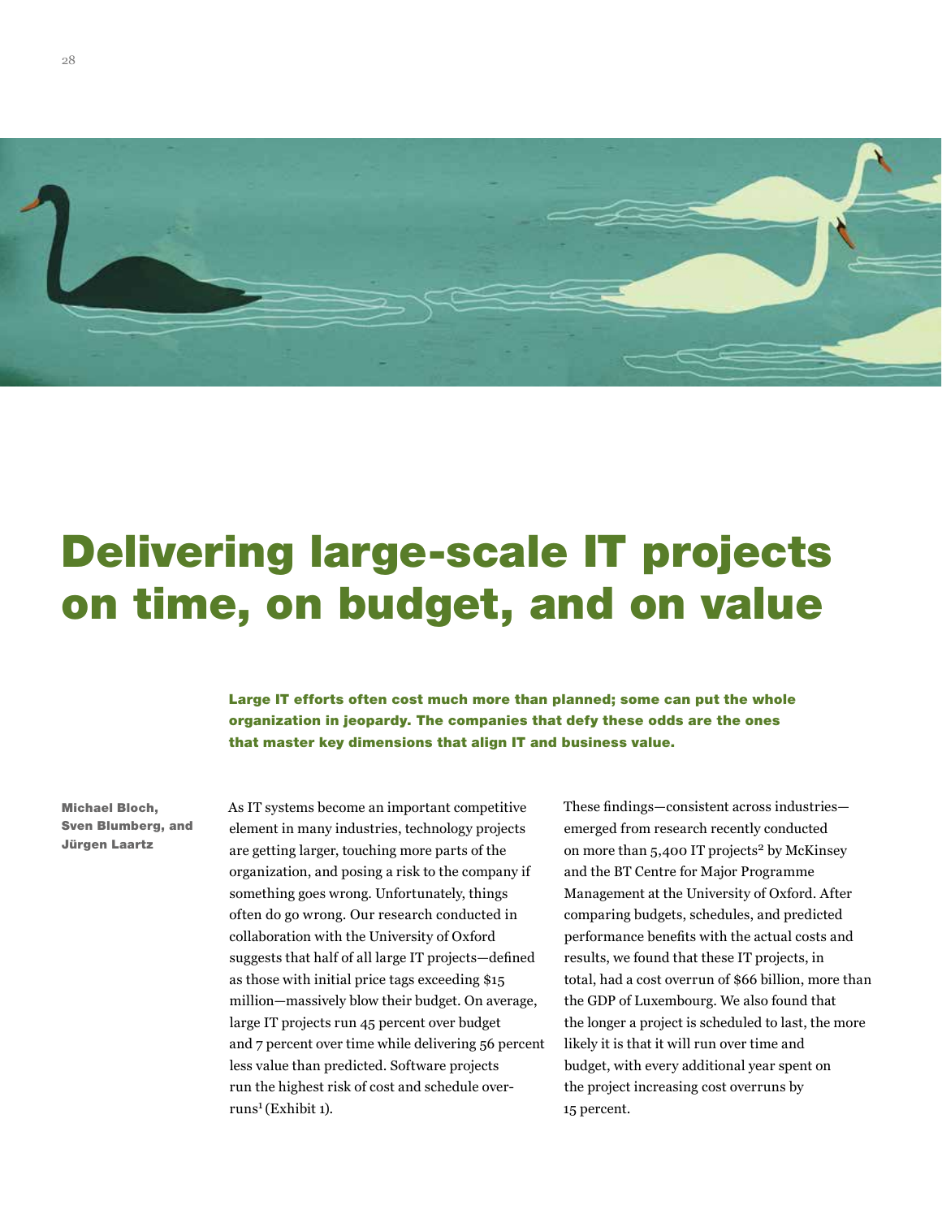# Delivering large-scale IT projects on time, on budget, and on value

**Large IT efforts often cost much more than planned; some can put the whole organization in jeopardy. The companies that defy these odds are the ones that master key dimensions that align IT and business value.**

**Michael Bloch, Sven Blumberg, and Jürgen Laartz**

As IT systems become an important competitive element in many industries, technology projects are getting larger, touching more parts of the organization, and posing a risk to the company if something goes wrong. Unfortunately, things often do go wrong. Our research conducted in collaboration with the University of Oxford suggests that half of all large IT projects—defined as those with initial price tags exceeding $15 million—massively blow their budget. On average, large IT projects run 45 percent over budget and 7 percent over time while delivering 56 percent less value than predicted. Software projects run the highest risk of cost and schedule overruns[1] (Exhibit 1).

These findings—consistent across industries—emerged from research recently conducted on more than 5,400 IT projects[2] by McKinsey and the BT Centre for Major Programme Management at the University of Oxford. After comparing budgets, schedules, and predicted performance benefits with the actual costs and results, we found that these IT projects, in total, had a cost overrun of $66 billion, more than the GDP of Luxembourg. We also found that the longer a project is scheduled to last, the more likely it is that it will run over time and budget, with every additional year spent on the project increasing cost overruns by 15 percent.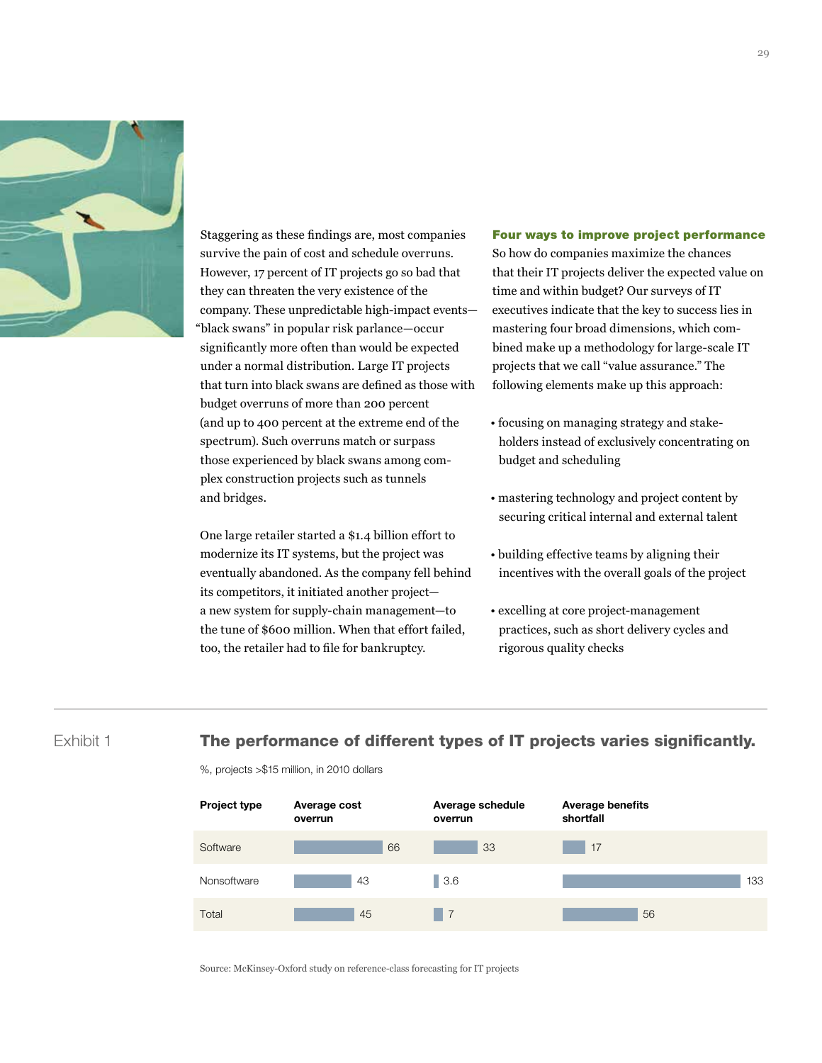Staggering as these findings are, most companies survive the pain of cost and schedule overruns. However, 17 percent of IT projects go so bad that they can threaten the very existence of the company. These unpredictable high-impact events—"black swans" in popular risk parlance—occur significantly more often than would be expected under a normal distribution. Large IT projects that turn into black swans are defined as those with budget overruns of more than 200 percent (and up to 400 percent at the extreme end of the spectrum). Such overruns match or surpass those experienced by black swans among complex construction projects such as tunnels and bridges.

One large retailer started a $1.4 billion effort to modernize its IT systems, but the project was eventually abandoned. As the company fell behind its competitors, it initiated another project—a new system for supply-chain management—to the tune of $600 million. When that effort failed, too, the retailer had to file for bankruptcy.

## Four ways to improve project performance

So how do companies maximize the chances that their IT projects deliver the expected value on time and within budget? Our surveys of IT executives indicate that the key to success lies in mastering four broad dimensions, which combined make up a methodology for large-scale IT projects that we call "value assurance." The following elements make up this approach:

- focusing on managing strategy and stakeholders instead of exclusively concentrating on budget and scheduling
- mastering technology and project content by securing critical internal and external talent
- building effective teams by aligning their incentives with the overall goals of the project
- excelling at core project-management practices, such as short delivery cycles and rigorous quality checks

Exhibit 1

**The performance of different types of IT projects varies significantly.**

%, projects >$15 million, in 2010 dollars

| Project type | Average cost overrun | Average schedule overrun | Average benefits shortfall |
|---|---|---|---|
| Software | 66 | 33 | 17 |
| Nonsoftware | 43 | 3.6 | 133 |
| Total | 45 | 7 | 56 |

Source: McKinsey-Oxford study on reference-class forecasting for IT projects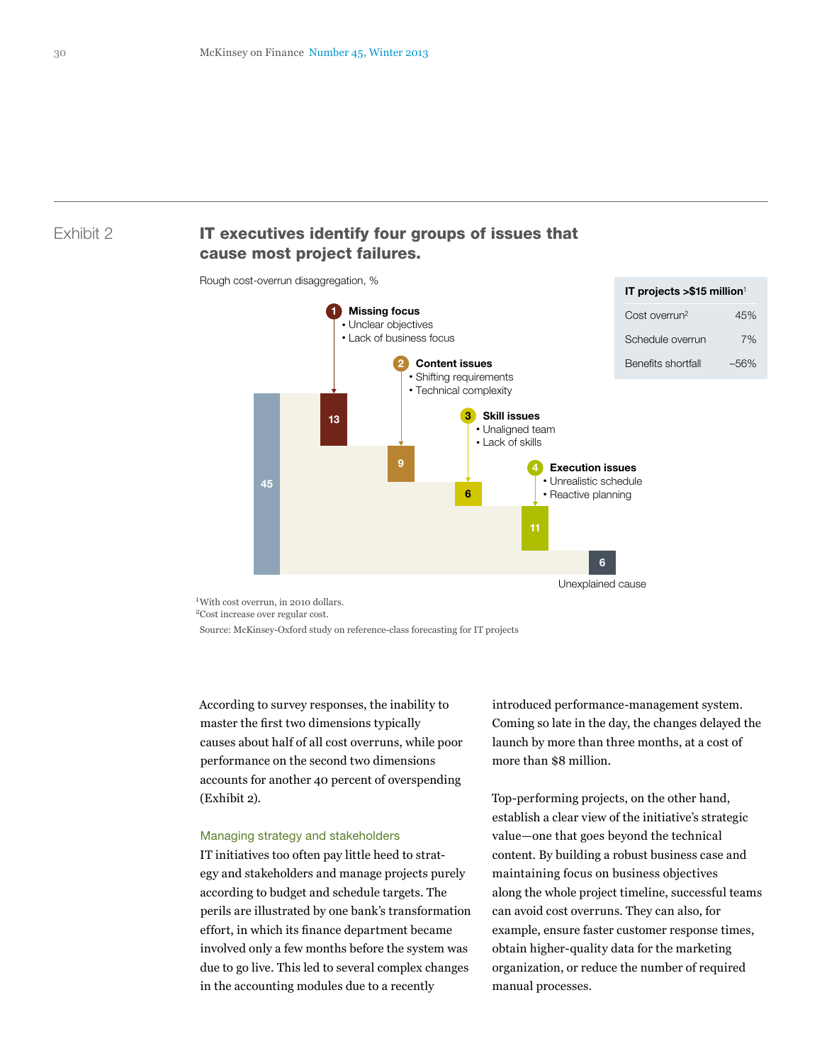Exhibit 2

## IT executives identify four groups of issues that cause most project failures.

Rough cost-overrun disaggregation, %

| IT projects >$15 million[1] | |
|---|---|
| Cost overrun[2] | 45% |
| Schedule overrun | 7% |
| Benefits shortfall | –56% |

**1 Missing focus**
- Unclear objectives
- Lack of business focus

**2 Content issues**
- Shifting requirements
- Technical complexity

**3 Skill issues**
- Unaligned team
- Lack of skills

**4 Execution issues**
- Unrealistic schedule
- Reactive planning

| Total | 1 Missing focus | 2 Content issues | 3 Skill issues | 4 Execution issues | Unexplained cause |
|---|---|---|---|---|---|
| 45 | 13 | 9 | 6 | 11 | 6 |

[1]With cost overrun, in 2010 dollars.
[2]Cost increase over regular cost.

Source: McKinsey-Oxford study on reference-class forecasting for IT projects

According to survey responses, the inability to master the first two dimensions typically causes about half of all cost overruns, while poor performance on the second two dimensions accounts for another 40 percent of overspending (Exhibit 2).

### Managing strategy and stakeholders

IT initiatives too often pay little heed to strategy and stakeholders and manage projects purely according to budget and schedule targets. The perils are illustrated by one bank's transformation effort, in which its finance department became involved only a few months before the system was due to go live. This led to several complex changes in the accounting modules due to a recently introduced performance-management system. Coming so late in the day, the changes delayed the launch by more than three months, at a cost of more than $8 million.

Top-performing projects, on the other hand, establish a clear view of the initiative's strategic value—one that goes beyond the technical content. By building a robust business case and maintaining focus on business objectives along the whole project timeline, successful teams can avoid cost overruns. They can also, for example, ensure faster customer response times, obtain higher-quality data for the marketing organization, or reduce the number of required manual processes.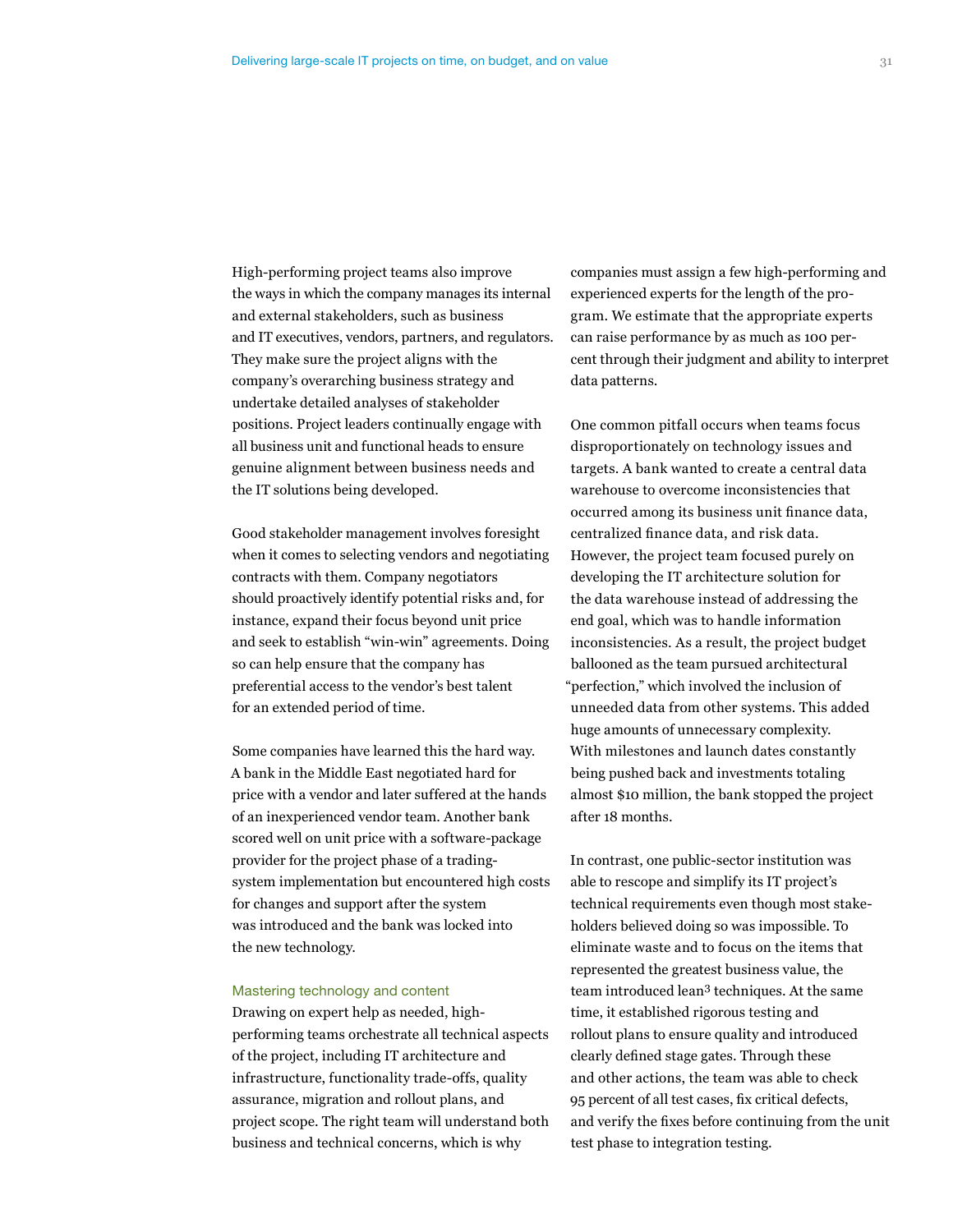High-performing project teams also improve the ways in which the company manages its internal and external stakeholders, such as business and IT executives, vendors, partners, and regulators. They make sure the project aligns with the company's overarching business strategy and undertake detailed analyses of stakeholder positions. Project leaders continually engage with all business unit and functional heads to ensure genuine alignment between business needs and the IT solutions being developed.

Good stakeholder management involves foresight when it comes to selecting vendors and negotiating contracts with them. Company negotiators should proactively identify potential risks and, for instance, expand their focus beyond unit price and seek to establish "win-win" agreements. Doing so can help ensure that the company has preferential access to the vendor's best talent for an extended period of time.

Some companies have learned this the hard way. A bank in the Middle East negotiated hard for price with a vendor and later suffered at the hands of an inexperienced vendor team. Another bank scored well on unit price with a software-package provider for the project phase of a trading-system implementation but encountered high costs for changes and support after the system was introduced and the bank was locked into the new technology.

### Mastering technology and content

Drawing on expert help as needed, high-performing teams orchestrate all technical aspects of the project, including IT architecture and infrastructure, functionality trade-offs, quality assurance, migration and rollout plans, and project scope. The right team will understand both business and technical concerns, which is why companies must assign a few high-performing and experienced experts for the length of the program. We estimate that the appropriate experts can raise performance by as much as 100 percent through their judgment and ability to interpret data patterns.

One common pitfall occurs when teams focus disproportionately on technology issues and targets. A bank wanted to create a central data warehouse to overcome inconsistencies that occurred among its business unit finance data, centralized finance data, and risk data. However, the project team focused purely on developing the IT architecture solution for the data warehouse instead of addressing the end goal, which was to handle information inconsistencies. As a result, the project budget ballooned as the team pursued architectural "perfection," which involved the inclusion of unneeded data from other systems. This added huge amounts of unnecessary complexity. With milestones and launch dates constantly being pushed back and investments totaling almost $10 million, the bank stopped the project after 18 months.

In contrast, one public-sector institution was able to rescope and simplify its IT project's technical requirements even though most stakeholders believed doing so was impossible. To eliminate waste and to focus on the items that represented the greatest business value, the team introduced lean[3] techniques. At the same time, it established rigorous testing and rollout plans to ensure quality and introduced clearly defined stage gates. Through these and other actions, the team was able to check 95 percent of all test cases, fix critical defects, and verify the fixes before continuing from the unit test phase to integration testing.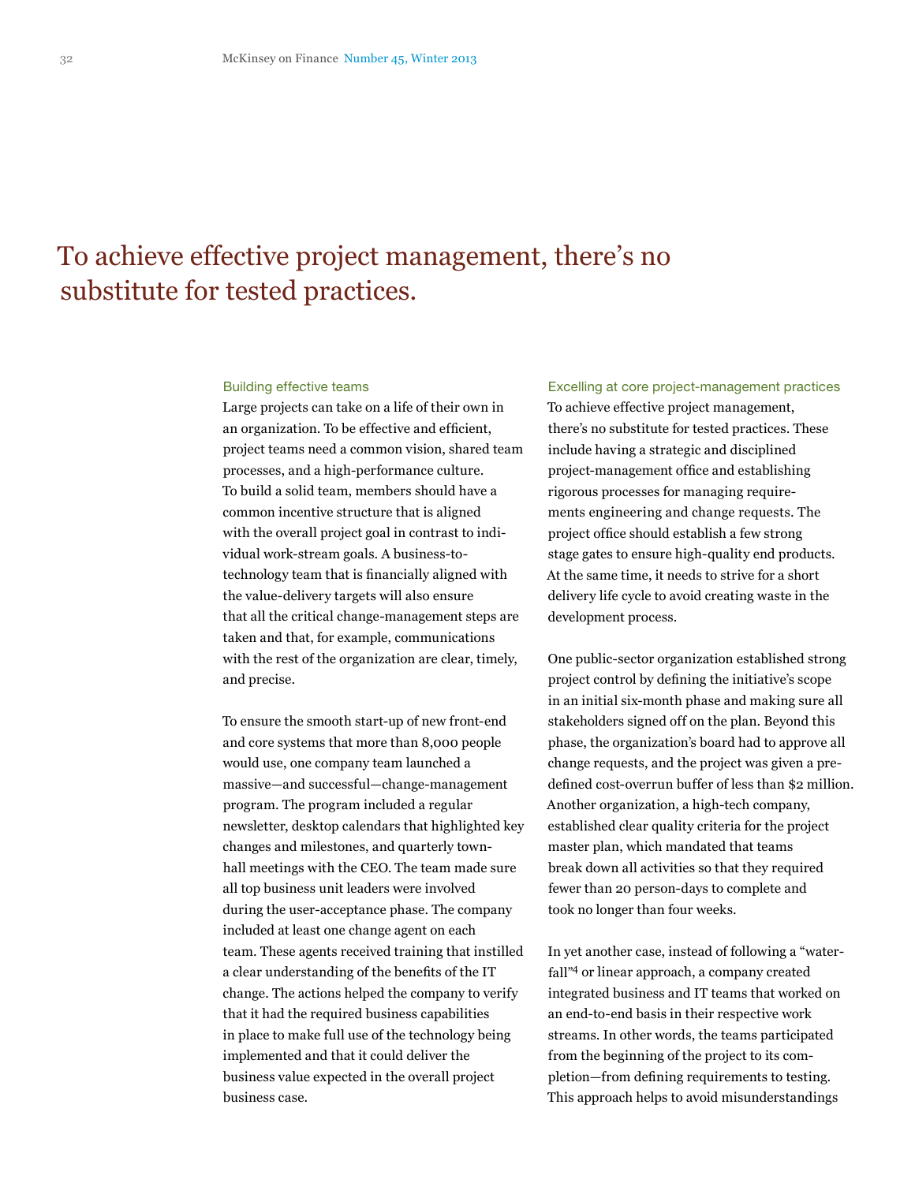> To achieve effective project management, there's no substitute for tested practices.

### Building effective teams

Large projects can take on a life of their own in an organization. To be effective and efficient, project teams need a common vision, shared team processes, and a high-performance culture. To build a solid team, members should have a common incentive structure that is aligned with the overall project goal in contrast to individual work-stream goals. A business-to-technology team that is financially aligned with the value-delivery targets will also ensure that all the critical change-management steps are taken and that, for example, communications with the rest of the organization are clear, timely, and precise.

To ensure the smooth start-up of new front-end and core systems that more than 8,000 people would use, one company team launched a massive—and successful—change-management program. The program included a regular newsletter, desktop calendars that highlighted key changes and milestones, and quarterly town-hall meetings with the CEO. The team made sure all top business unit leaders were involved during the user-acceptance phase. The company included at least one change agent on each team. These agents received training that instilled a clear understanding of the benefits of the IT change. The actions helped the company to verify that it had the required business capabilities in place to make full use of the technology being implemented and that it could deliver the business value expected in the overall project business case.

### Excelling at core project-management practices

To achieve effective project management, there's no substitute for tested practices. These include having a strategic and disciplined project-management office and establishing rigorous processes for managing requirements engineering and change requests. The project office should establish a few strong stage gates to ensure high-quality end products. At the same time, it needs to strive for a short delivery life cycle to avoid creating waste in the development process.

One public-sector organization established strong project control by defining the initiative's scope in an initial six-month phase and making sure all stakeholders signed off on the plan. Beyond this phase, the organization's board had to approve all change requests, and the project was given a predefined cost-overrun buffer of less than $2 million. Another organization, a high-tech company, established clear quality criteria for the project master plan, which mandated that teams break down all activities so that they required fewer than 20 person-days to complete and took no longer than four weeks.

In yet another case, instead of following a "waterfall"[4] or linear approach, a company created integrated business and IT teams that worked on an end-to-end basis in their respective work streams. In other words, the teams participated from the beginning of the project to its completion—from defining requirements to testing. This approach helps to avoid misunderstandings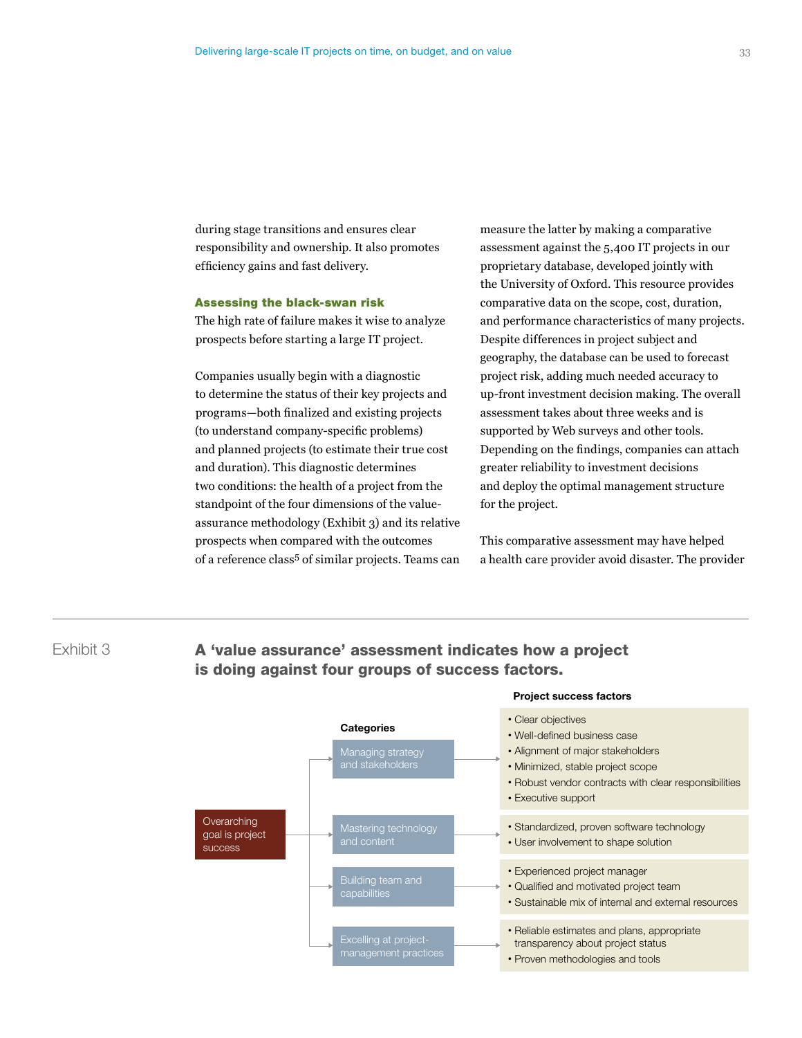during stage transitions and ensures clear responsibility and ownership. It also promotes efficiency gains and fast delivery.

### Assessing the black-swan risk

The high rate of failure makes it wise to analyze prospects before starting a large IT project.

Companies usually begin with a diagnostic to determine the status of their key projects and programs—both finalized and existing projects (to understand company-specific problems) and planned projects (to estimate their true cost and duration). This diagnostic determines two conditions: the health of a project from the standpoint of the four dimensions of the value-assurance methodology (Exhibit 3) and its relative prospects when compared with the outcomes of a reference class[5] of similar projects. Teams can measure the latter by making a comparative assessment against the 5,400 IT projects in our proprietary database, developed jointly with the University of Oxford. This resource provides comparative data on the scope, cost, duration, and performance characteristics of many projects. Despite differences in project subject and geography, the database can be used to forecast project risk, adding much needed accuracy to up-front investment decision making. The overall assessment takes about three weeks and is supported by Web surveys and other tools. Depending on the findings, companies can attach greater reliability to investment decisions and deploy the optimal management structure for the project.

This comparative assessment may have helped a health care provider avoid disaster. The provider

---

Exhibit 3

**A 'value assurance' assessment indicates how a project is doing against four groups of success factors.**

Overarching goal is project success

| Categories | Project success factors |
| --- | --- |
| Managing strategy and stakeholders | • Clear objectives<br>• Well-defined business case<br>• Alignment of major stakeholders<br>• Minimized, stable project scope<br>• Robust vendor contracts with clear responsibilities<br>• Executive support |
| Mastering technology and content | • Standardized, proven software technology<br>• User involvement to shape solution |
| Building team and capabilities | • Experienced project manager<br>• Qualified and motivated project team<br>• Sustainable mix of internal and external resources |
| Excelling at project-management practices | • Reliable estimates and plans, appropriate transparency about project status<br>• Proven methodologies and tools |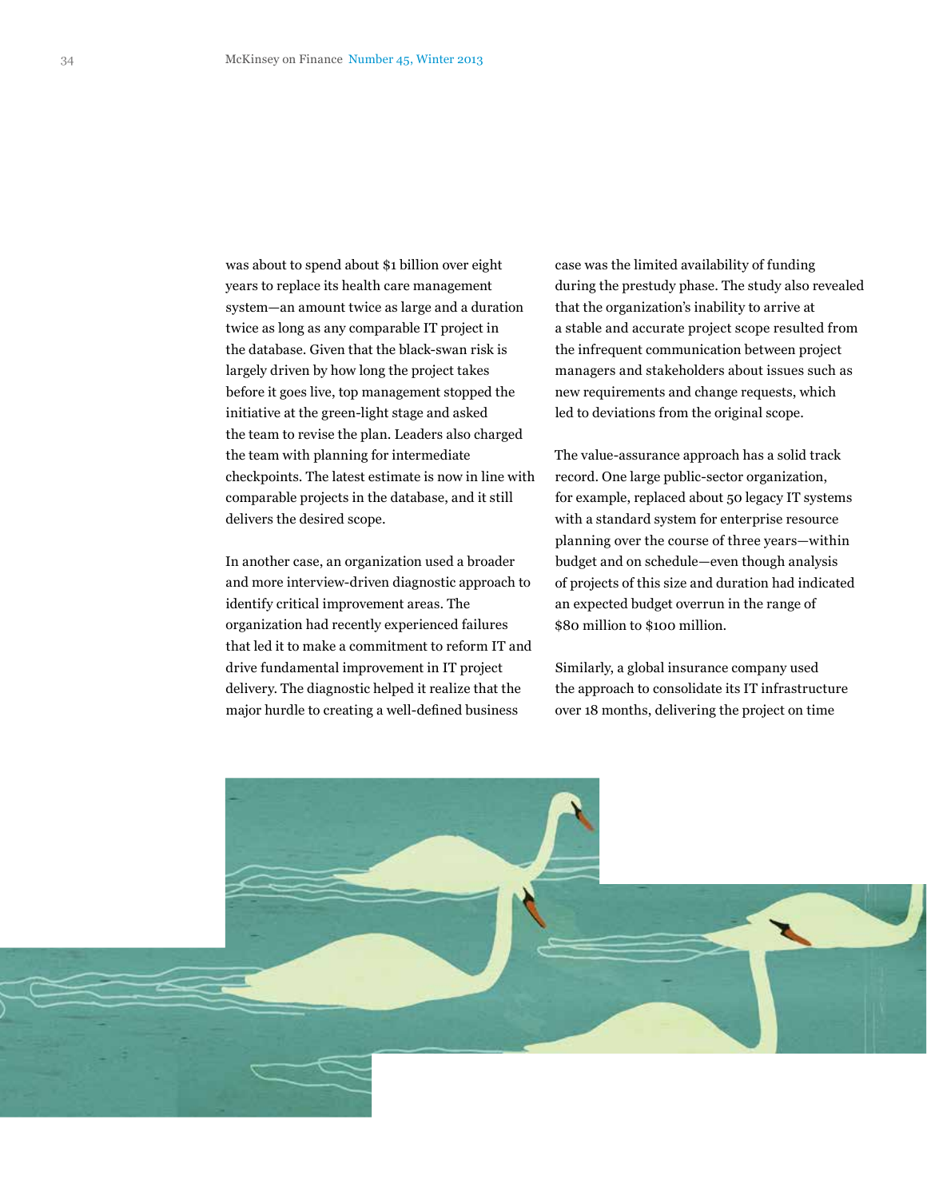was about to spend about $1 billion over eight years to replace its health care management system—an amount twice as large and a duration twice as long as any comparable IT project in the database. Given that the black-swan risk is largely driven by how long the project takes before it goes live, top management stopped the initiative at the green-light stage and asked the team to revise the plan. Leaders also charged the team with planning for intermediate checkpoints. The latest estimate is now in line with comparable projects in the database, and it still delivers the desired scope.

In another case, an organization used a broader and more interview-driven diagnostic approach to identify critical improvement areas. The organization had recently experienced failures that led it to make a commitment to reform IT and drive fundamental improvement in IT project delivery. The diagnostic helped it realize that the major hurdle to creating a well-defined business case was the limited availability of funding during the prestudy phase. The study also revealed that the organization's inability to arrive at a stable and accurate project scope resulted from the infrequent communication between project managers and stakeholders about issues such as new requirements and change requests, which led to deviations from the original scope.

The value-assurance approach has a solid track record. One large public-sector organization, for example, replaced about 50 legacy IT systems with a standard system for enterprise resource planning over the course of three years—within budget and on schedule—even though analysis of projects of this size and duration had indicated an expected budget overrun in the range of $80 million to $100 million.

Similarly, a global insurance company used the approach to consolidate its IT infrastructure over 18 months, delivering the project on time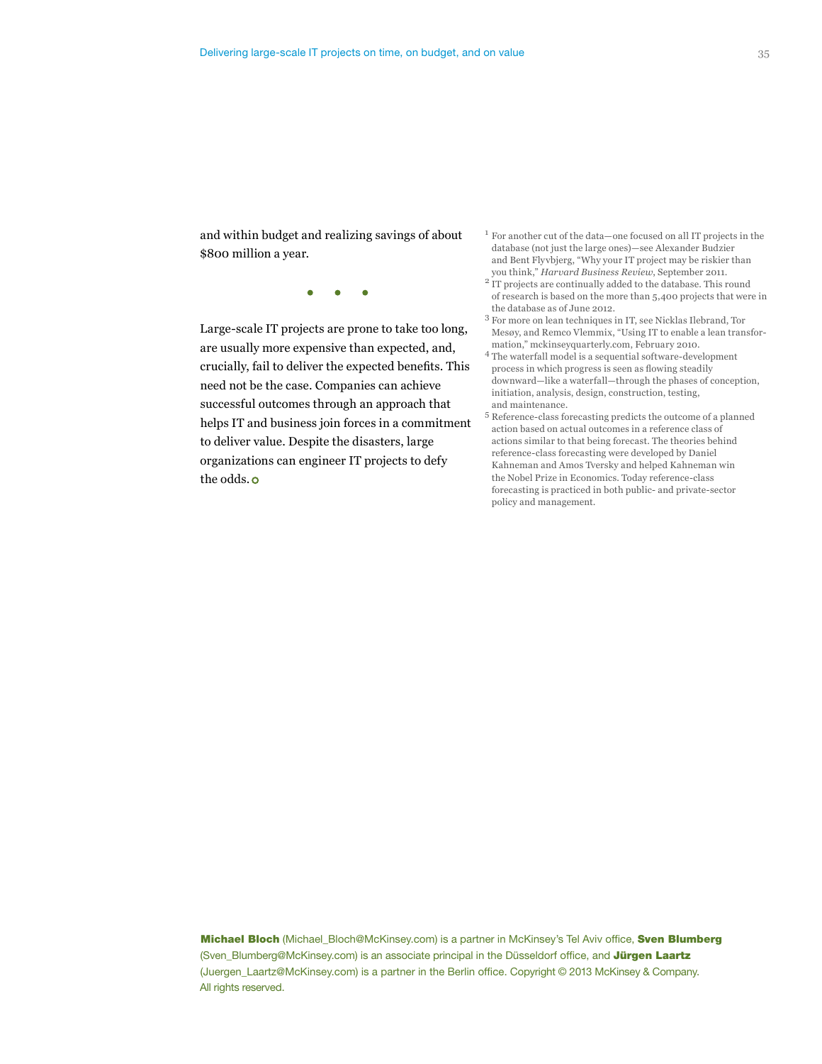and within budget and realizing savings of about $800 million a year.

• • •

Large-scale IT projects are prone to take too long, are usually more expensive than expected, and, crucially, fail to deliver the expected benefits. This need not be the case. Companies can achieve successful outcomes through an approach that helps IT and business join forces in a commitment to deliver value. Despite the disasters, large organizations can engineer IT projects to defy the odds.

[1] For another cut of the data—one focused on all IT projects in the database (not just the large ones)—see Alexander Budzier and Bent Flyvbjerg, "Why your IT project may be riskier than you think," *Harvard Business Review*, September 2011.

[2] IT projects are continually added to the database. This round of research is based on the more than 5,400 projects that were in the database as of June 2012.

[3] For more on lean techniques in IT, see Nicklas Ilebrand, Tor Mesøy, and Remco Vlemmix, "Using IT to enable a lean transformation," mckinseyquarterly.com, February 2010.

[4] The waterfall model is a sequential software-development process in which progress is seen as flowing steadily downward—like a waterfall—through the phases of conception, initiation, analysis, design, construction, testing, and maintenance.

[5] Reference-class forecasting predicts the outcome of a planned action based on actual outcomes in a reference class of actions similar to that being forecast. The theories behind reference-class forecasting were developed by Daniel Kahneman and Amos Tversky and helped Kahneman win the Nobel Prize in Economics. Today reference-class forecasting is practiced in both public- and private-sector policy and management.

**Michael Bloch** (Michael_Bloch@McKinsey.com) is a partner in McKinsey's Tel Aviv office, **Sven Blumberg** (Sven_Blumberg@McKinsey.com) is an associate principal in the Düsseldorf office, and **Jürgen Laartz** (Juergen_Laartz@McKinsey.com) is a partner in the Berlin office. Copyright © 2013 McKinsey & Company. All rights reserved.